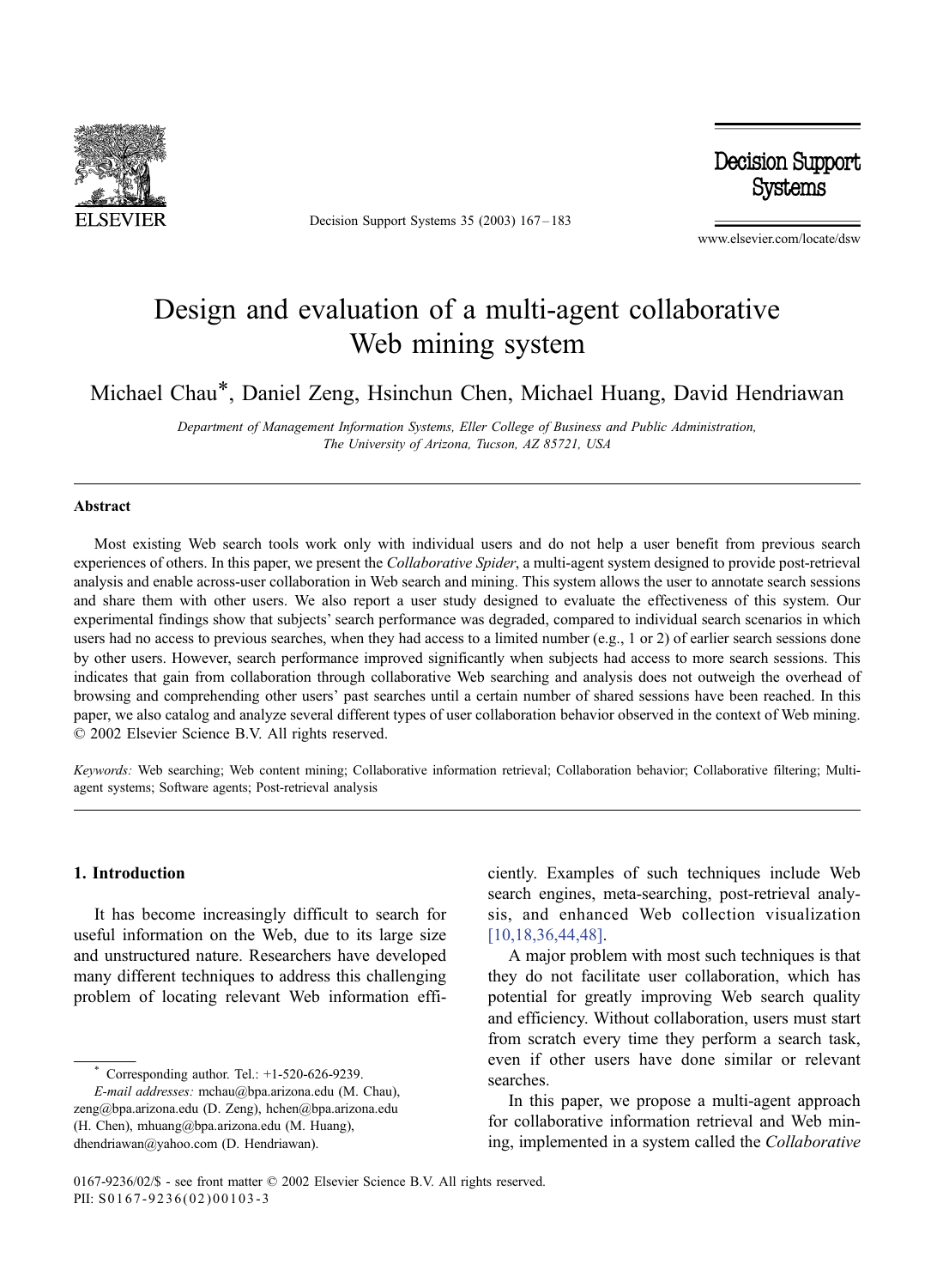# Design and evaluation of a multi-agent collaborative Web mining system

Michael Chau*, Daniel Zeng, Hsinchun Chen, Michael Huang, David Hendriawan

*Department of Management Information Systems, Eller College of Business and Public Administration, The University of Arizona, Tucson, AZ 85721, USA*

## Abstract

Most existing Web search tools work only with individual users and do not help a user benefit from previous search experiences of others. In this paper, we present the *Collaborative Spider*, a multi-agent system designed to provide post-retrieval analysis and enable across-user collaboration in Web search and mining. This system allows the user to annotate search sessions and share them with other users. We also report a user study designed to evaluate the effectiveness of this system. Our experimental findings show that subjects' search performance was degraded, compared to individual search scenarios in which users had no access to previous searches, when they had access to a limited number (e.g., 1 or 2) of earlier search sessions done by other users. However, search performance improved significantly when subjects had access to more search sessions. This indicates that gain from collaboration through collaborative Web searching and analysis does not outweigh the overhead of browsing and comprehending other users' past searches until a certain number of shared sessions have been reached. In this paper, we also catalog and analyze several different types of user collaboration behavior observed in the context of Web mining.
© 2002 Elsevier Science B.V. All rights reserved.

*Keywords:* Web searching; Web content mining; Collaborative information retrieval; Collaboration behavior; Collaborative filtering; Multi-agent systems; Software agents; Post-retrieval analysis

## 1. Introduction

It has become increasingly difficult to search for useful information on the Web, due to its large size and unstructured nature. Researchers have developed many different techniques to address this challenging problem of locating relevant Web information efficiently. Examples of such techniques include Web search engines, meta-searching, post-retrieval analysis, and enhanced Web collection visualization [10,18,36,44,48].

A major problem with most such techniques is that they do not facilitate user collaboration, which has potential for greatly improving Web search quality and efficiency. Without collaboration, users must start from scratch every time they perform a search task, even if other users have done similar or relevant searches.

In this paper, we propose a multi-agent approach for collaborative information retrieval and Web mining, implemented in a system called the *Collaborative*

---

* Corresponding author. Tel.: +1-520-626-9239.
*E-mail addresses:* mchau@bpa.arizona.edu (M. Chau), zeng@bpa.arizona.edu (D. Zeng), hchen@bpa.arizona.edu (H. Chen), mhuang@bpa.arizona.edu (M. Huang), dhendriawan@yahoo.com (D. Hendriawan).

0167-9236/02/$ - see front matter © 2002 Elsevier Science B.V. All rights reserved.
PII: S0167-9236(02)00103-3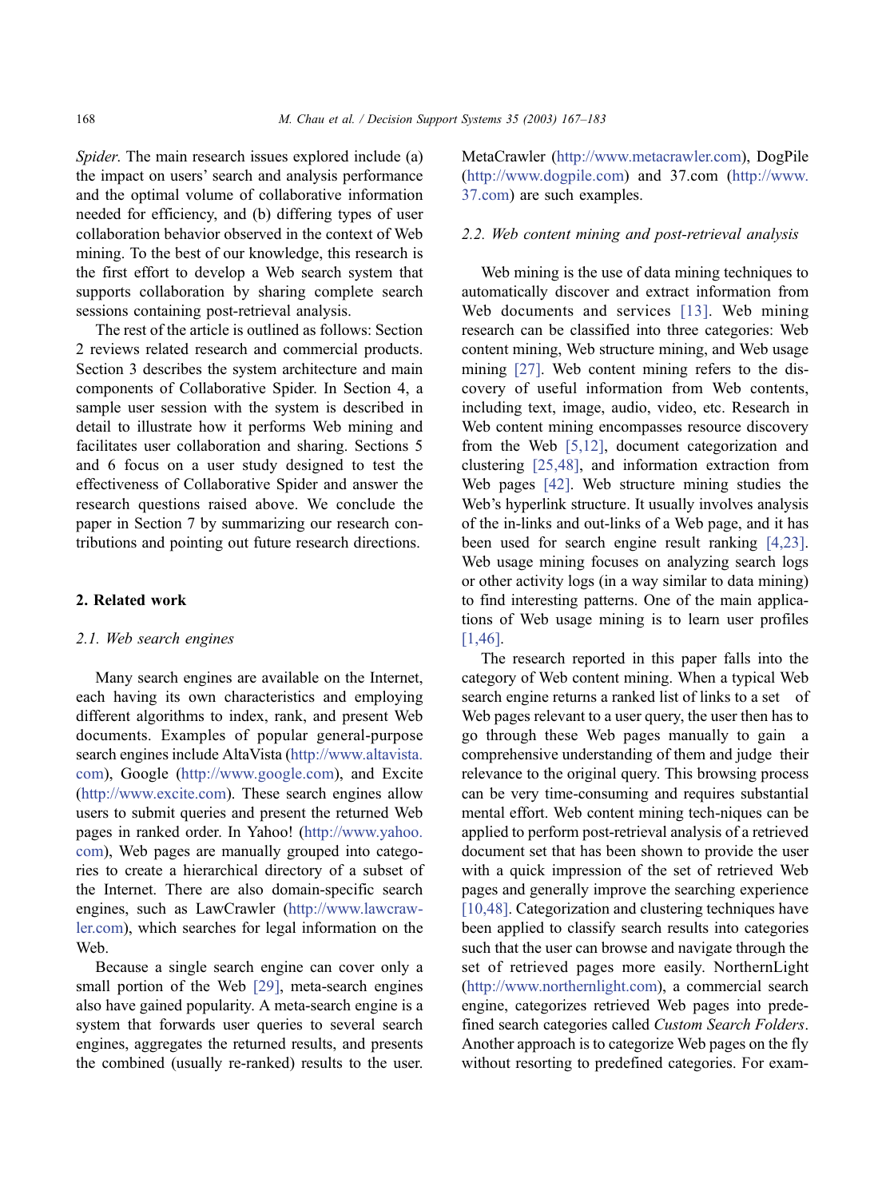*Spider*. The main research issues explored include (a) the impact on users' search and analysis performance and the optimal volume of collaborative information needed for efficiency, and (b) differing types of user collaboration behavior observed in the context of Web mining. To the best of our knowledge, this research is the first effort to develop a Web search system that supports collaboration by sharing complete search sessions containing post-retrieval analysis.

The rest of the article is outlined as follows: Section 2 reviews related research and commercial products. Section 3 describes the system architecture and main components of Collaborative Spider. In Section 4, a sample user session with the system is described in detail to illustrate how it performs Web mining and facilitates user collaboration and sharing. Sections 5 and 6 focus on a user study designed to test the effectiveness of Collaborative Spider and answer the research questions raised above. We conclude the paper in Section 7 by summarizing our research contributions and pointing out future research directions.

## 2. Related work

### 2.1. Web search engines

Many search engines are available on the Internet, each having its own characteristics and employing different algorithms to index, rank, and present Web documents. Examples of popular general-purpose search engines include AltaVista (http://www.altavista.com), Google (http://www.google.com), and Excite (http://www.excite.com). These search engines allow users to submit queries and present the returned Web pages in ranked order. In Yahoo! (http://www.yahoo.com), Web pages are manually grouped into categories to create a hierarchical directory of a subset of the Internet. There are also domain-specific search engines, such as LawCrawler (http://www.lawcrawler.com), which searches for legal information on the Web.

Because a single search engine can cover only a small portion of the Web [29], meta-search engines also have gained popularity. A meta-search engine is a system that forwards user queries to several search engines, aggregates the returned results, and presents the combined (usually re-ranked) results to the user. MetaCrawler (http://www.metacrawler.com), DogPile (http://www.dogpile.com) and 37.com (http://www.37.com) are such examples.

### 2.2. Web content mining and post-retrieval analysis

Web mining is the use of data mining techniques to automatically discover and extract information from Web documents and services [13]. Web mining research can be classified into three categories: Web content mining, Web structure mining, and Web usage mining [27]. Web content mining refers to the discovery of useful information from Web contents, including text, image, audio, video, etc. Research in Web content mining encompasses resource discovery from the Web [5,12], document categorization and clustering [25,48], and information extraction from Web pages [42]. Web structure mining studies the Web's hyperlink structure. It usually involves analysis of the in-links and out-links of a Web page, and it has been used for search engine result ranking [4,23]. Web usage mining focuses on analyzing search logs or other activity logs (in a way similar to data mining) to find interesting patterns. One of the main applications of Web usage mining is to learn user profiles [1,46].

The research reported in this paper falls into the category of Web content mining. When a typical Web search engine returns a ranked list of links to a set of Web pages relevant to a user query, the user then has to go through these Web pages manually to gain a comprehensive understanding of them and judge their relevance to the original query. This browsing process can be very time-consuming and requires substantial mental effort. Web content mining tech-niques can be applied to perform post-retrieval analysis of a retrieved document set that has been shown to provide the user with a quick impression of the set of retrieved Web pages and generally improve the searching experience [10,48]. Categorization and clustering techniques have been applied to classify search results into categories such that the user can browse and navigate through the set of retrieved pages more easily. NorthernLight (http://www.northernlight.com), a commercial search engine, categorizes retrieved Web pages into predefined search categories called *Custom Search Folders*. Another approach is to categorize Web pages on the fly without resorting to predefined categories. For exam-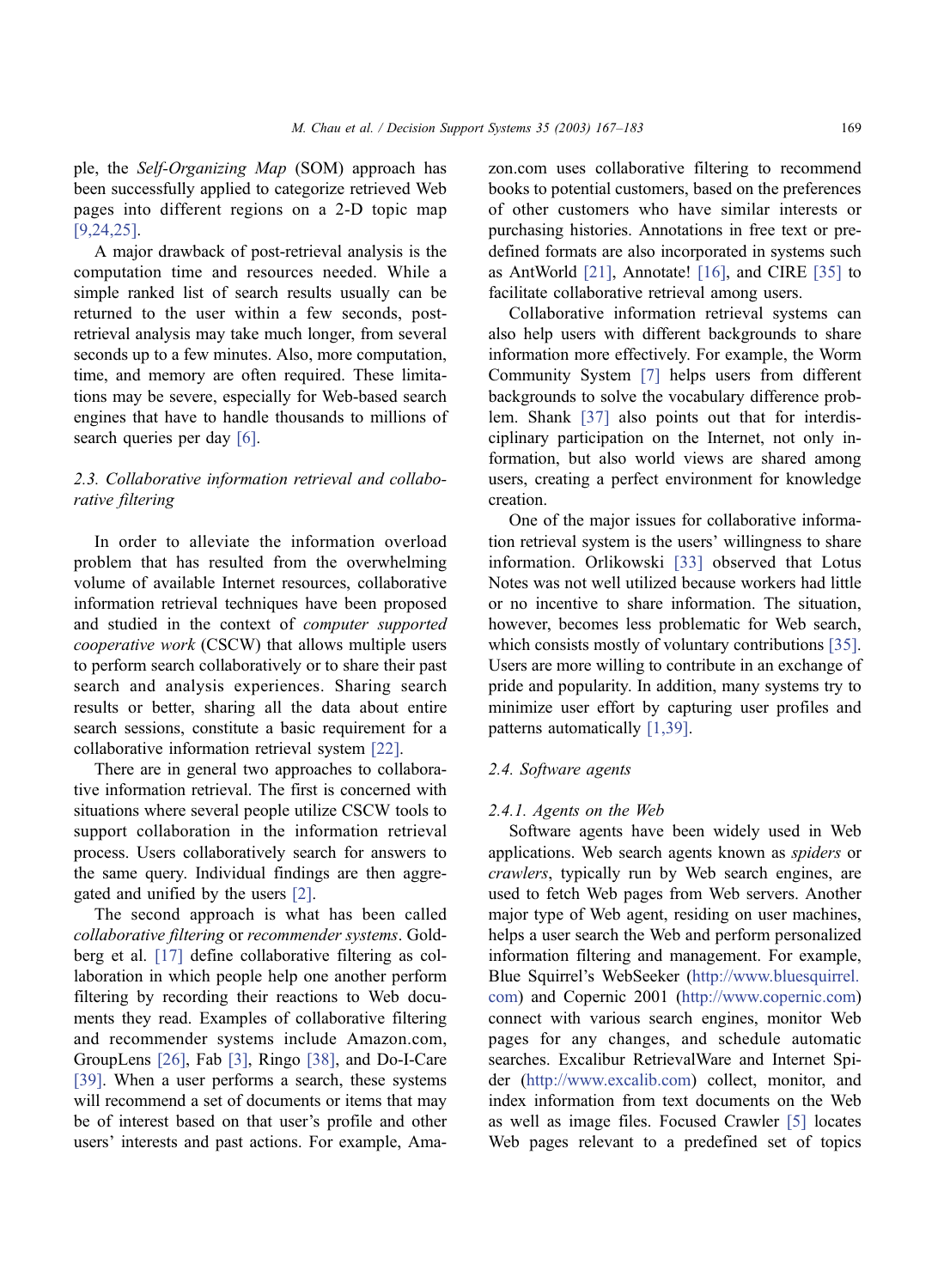ple, the *Self-Organizing Map* (SOM) approach has been successfully applied to categorize retrieved Web pages into different regions on a 2-D topic map [9,24,25].

A major drawback of post-retrieval analysis is the computation time and resources needed. While a simple ranked list of search results usually can be returned to the user within a few seconds, post-retrieval analysis may take much longer, from several seconds up to a few minutes. Also, more computation, time, and memory are often required. These limitations may be severe, especially for Web-based search engines that have to handle thousands to millions of search queries per day [6].

### 2.3. Collaborative information retrieval and collaborative filtering

In order to alleviate the information overload problem that has resulted from the overwhelming volume of available Internet resources, collaborative information retrieval techniques have been proposed and studied in the context of *computer supported cooperative work* (CSCW) that allows multiple users to perform search collaboratively or to share their past search and analysis experiences. Sharing search results or better, sharing all the data about entire search sessions, constitute a basic requirement for a collaborative information retrieval system [22].

There are in general two approaches to collaborative information retrieval. The first is concerned with situations where several people utilize CSCW tools to support collaboration in the information retrieval process. Users collaboratively search for answers to the same query. Individual findings are then aggregated and unified by the users [2].

The second approach is what has been called *collaborative filtering* or *recommender systems*. Goldberg et al. [17] define collaborative filtering as collaboration in which people help one another perform filtering by recording their reactions to Web documents they read. Examples of collaborative filtering and recommender systems include Amazon.com, GroupLens [26], Fab [3], Ringo [38], and Do-I-Care [39]. When a user performs a search, these systems will recommend a set of documents or items that may be of interest based on that user's profile and other users' interests and past actions. For example, Amazon.com uses collaborative filtering to recommend books to potential customers, based on the preferences of other customers who have similar interests or purchasing histories. Annotations in free text or predefined formats are also incorporated in systems such as AntWorld [21], Annotate! [16], and CIRE [35] to facilitate collaborative retrieval among users.

Collaborative information retrieval systems can also help users with different backgrounds to share information more effectively. For example, the Worm Community System [7] helps users from different backgrounds to solve the vocabulary difference problem. Shank [37] also points out that for interdisciplinary participation on the Internet, not only information, but also world views are shared among users, creating a perfect environment for knowledge creation.

One of the major issues for collaborative information retrieval system is the users' willingness to share information. Orlikowski [33] observed that Lotus Notes was not well utilized because workers had little or no incentive to share information. The situation, however, becomes less problematic for Web search, which consists mostly of voluntary contributions [35]. Users are more willing to contribute in an exchange of pride and popularity. In addition, many systems try to minimize user effort by capturing user profiles and patterns automatically [1,39].

### 2.4. Software agents

#### 2.4.1. Agents on the Web

Software agents have been widely used in Web applications. Web search agents known as *spiders* or *crawlers*, typically run by Web search engines, are used to fetch Web pages from Web servers. Another major type of Web agent, residing on user machines, helps a user search the Web and perform personalized information filtering and management. For example, Blue Squirrel's WebSeeker (http://www.bluesquirrel.com) and Copernic 2001 (http://www.copernic.com) connect with various search engines, monitor Web pages for any changes, and schedule automatic searches. Excalibur RetrievalWare and Internet Spider (http://www.excalib.com) collect, monitor, and index information from text documents on the Web as well as image files. Focused Crawler [5] locates Web pages relevant to a predefined set of topics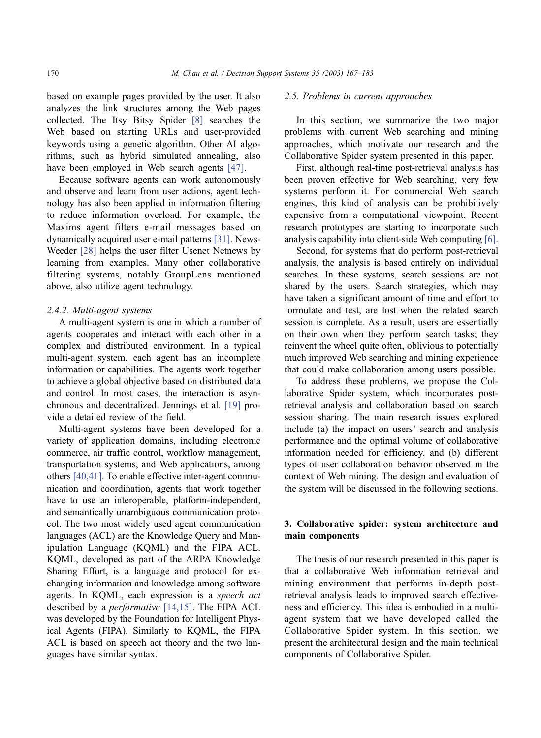based on example pages provided by the user. It also analyzes the link structures among the Web pages collected. The Itsy Bitsy Spider [8] searches the Web based on starting URLs and user-provided keywords using a genetic algorithm. Other AI algorithms, such as hybrid simulated annealing, also have been employed in Web search agents [47].

Because software agents can work autonomously and observe and learn from user actions, agent technology has also been applied in information filtering to reduce information overload. For example, the Maxims agent filters e-mail messages based on dynamically acquired user e-mail patterns [31]. NewsWeeder [28] helps the user filter Usenet Netnews by learning from examples. Many other collaborative filtering systems, notably GroupLens mentioned above, also utilize agent technology.

#### 2.4.2. Multi-agent systems

A multi-agent system is one in which a number of agents cooperates and interact with each other in a complex and distributed environment. In a typical multi-agent system, each agent has an incomplete information or capabilities. The agents work together to achieve a global objective based on distributed data and control. In most cases, the interaction is asynchronous and decentralized. Jennings et al. [19] provide a detailed review of the field.

Multi-agent systems have been developed for a variety of application domains, including electronic commerce, air traffic control, workflow management, transportation systems, and Web applications, among others [40,41]. To enable effective inter-agent communication and coordination, agents that work together have to use an interoperable, platform-independent, and semantically unambiguous communication protocol. The two most widely used agent communication languages (ACL) are the Knowledge Query and Manipulation Language (KQML) and the FIPA ACL. KQML, developed as part of the ARPA Knowledge Sharing Effort, is a language and protocol for exchanging information and knowledge among software agents. In KQML, each expression is a *speech act* described by a *performative* [14,15]. The FIPA ACL was developed by the Foundation for Intelligent Physical Agents (FIPA). Similarly to KQML, the FIPA ACL is based on speech act theory and the two languages have similar syntax.

### 2.5. Problems in current approaches

In this section, we summarize the two major problems with current Web searching and mining approaches, which motivate our research and the Collaborative Spider system presented in this paper.

First, although real-time post-retrieval analysis has been proven effective for Web searching, very few systems perform it. For commercial Web search engines, this kind of analysis can be prohibitively expensive from a computational viewpoint. Recent research prototypes are starting to incorporate such analysis capability into client-side Web computing [6].

Second, for systems that do perform post-retrieval analysis, the analysis is based entirely on individual searches. In these systems, search sessions are not shared by the users. Search strategies, which may have taken a significant amount of time and effort to formulate and test, are lost when the related search session is complete. As a result, users are essentially on their own when they perform search tasks; they reinvent the wheel quite often, oblivious to potentially much improved Web searching and mining experience that could make collaboration among users possible.

To address these problems, we propose the Collaborative Spider system, which incorporates post-retrieval analysis and collaboration based on search session sharing. The main research issues explored include (a) the impact on users' search and analysis performance and the optimal volume of collaborative information needed for efficiency, and (b) different types of user collaboration behavior observed in the context of Web mining. The design and evaluation of the system will be discussed in the following sections.

## 3. Collaborative spider: system architecture and main components

The thesis of our research presented in this paper is that a collaborative Web information retrieval and mining environment that performs in-depth post-retrieval analysis leads to improved search effectiveness and efficiency. This idea is embodied in a multi-agent system that we have developed called the Collaborative Spider system. In this section, we present the architectural design and the main technical components of Collaborative Spider.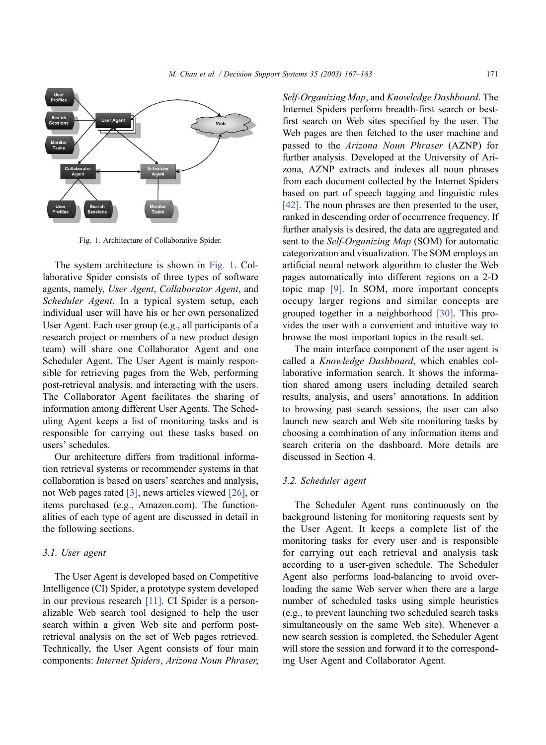Fig. 1. Architecture of Collaborative Spider.

The system architecture is shown in Fig. 1. Collaborative Spider consists of three types of software agents, namely, *User Agent*, *Collaborator Agent*, and *Scheduler Agent*. In a typical system setup, each individual user will have his or her own personalized User Agent. Each user group (e.g., all participants of a research project or members of a new product design team) will share one Collaborator Agent and one Scheduler Agent. The User Agent is mainly responsible for retrieving pages from the Web, performing post-retrieval analysis, and interacting with the users. The Collaborator Agent facilitates the sharing of information among different User Agents. The Scheduling Agent keeps a list of monitoring tasks and is responsible for carrying out these tasks based on users' schedules.

Our architecture differs from traditional information retrieval systems or recommender systems in that collaboration is based on users' searches and analysis, not Web pages rated [3], news articles viewed [26], or items purchased (e.g., Amazon.com). The functionalities of each type of agent are discussed in detail in the following sections.

### 3.1. User agent

The User Agent is developed based on Competitive Intelligence (CI) Spider, a prototype system developed in our previous research [11]. CI Spider is a personalizable Web search tool designed to help the user search within a given Web site and perform post-retrieval analysis on the set of Web pages retrieved. Technically, the User Agent consists of four main components: *Internet Spiders*, *Arizona Noun Phraser*, *Self-Organizing Map*, and *Knowledge Dashboard*. The Internet Spiders perform breadth-first search or best-first search on Web sites specified by the user. The Web pages are then fetched to the user machine and passed to the *Arizona Noun Phraser* (AZNP) for further analysis. Developed at the University of Arizona, AZNP extracts and indexes all noun phrases from each document collected by the Internet Spiders based on part of speech tagging and linguistic rules [42]. The noun phrases are then presented to the user, ranked in descending order of occurrence frequency. If further analysis is desired, the data are aggregated and sent to the *Self-Organizing Map* (SOM) for automatic categorization and visualization. The SOM employs an artificial neural network algorithm to cluster the Web pages automatically into different regions on a 2-D topic map [9]. In SOM, more important concepts occupy larger regions and similar concepts are grouped together in a neighborhood [30]. This provides the user with a convenient and intuitive way to browse the most important topics in the result set.

The main interface component of the user agent is called a *Knowledge Dashboard*, which enables collaborative information search. It shows the information shared among users including detailed search results, analysis, and users' annotations. In addition to browsing past search sessions, the user can also launch new search and Web site monitoring tasks by choosing a combination of any information items and search criteria on the dashboard. More details are discussed in Section 4.

### 3.2. Scheduler agent

The Scheduler Agent runs continuously on the background listening for monitoring requests sent by the User Agent. It keeps a complete list of the monitoring tasks for every user and is responsible for carrying out each retrieval and analysis task according to a user-given schedule. The Scheduler Agent also performs load-balancing to avoid overloading the same Web server when there are a large number of scheduled tasks using simple heuristics (e.g., to prevent launching two scheduled search tasks simultaneously on the same Web site). Whenever a new search session is completed, the Scheduler Agent will store the session and forward it to the corresponding User Agent and Collaborator Agent.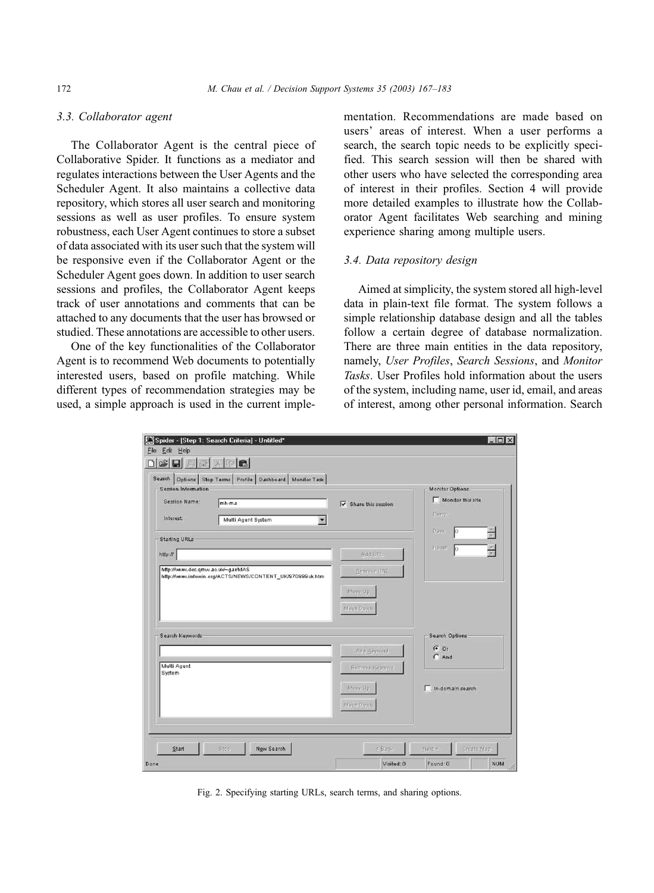### 3.3. Collaborator agent

The Collaborator Agent is the central piece of Collaborative Spider. It functions as a mediator and regulates interactions between the User Agents and the Scheduler Agent. It also maintains a collective data repository, which stores all user search and monitoring sessions as well as user profiles. To ensure system robustness, each User Agent continues to store a subset of data associated with its user such that the system will be responsive even if the Collaborator Agent or the Scheduler Agent goes down. In addition to user search sessions and profiles, the Collaborator Agent keeps track of user annotations and comments that can be attached to any documents that the user has browsed or studied. These annotations are accessible to other users.

One of the key functionalities of the Collaborator Agent is to recommend Web documents to potentially interested users, based on profile matching. While different types of recommendation strategies may be used, a simple approach is used in the current implementation. Recommendations are made based on users' areas of interest. When a user performs a search, the search topic needs to be explicitly specified. This search session will then be shared with other users who have selected the corresponding area of interest in their profiles. Section 4 will provide more detailed examples to illustrate how the Collaborator Agent facilitates Web searching and mining experience sharing among multiple users.

### 3.4. Data repository design

Aimed at simplicity, the system stored all high-level data in plain-text file format. The system follows a simple relationship database design and all the tables follow a certain degree of database normalization. There are three main entities in the data repository, namely, *User Profiles*, *Search Sessions*, and *Monitor Tasks*. User Profiles hold information about the users of the system, including name, user id, email, and areas of interest, among other personal information. Search

Fig. 2. Specifying starting URLs, search terms, and sharing options.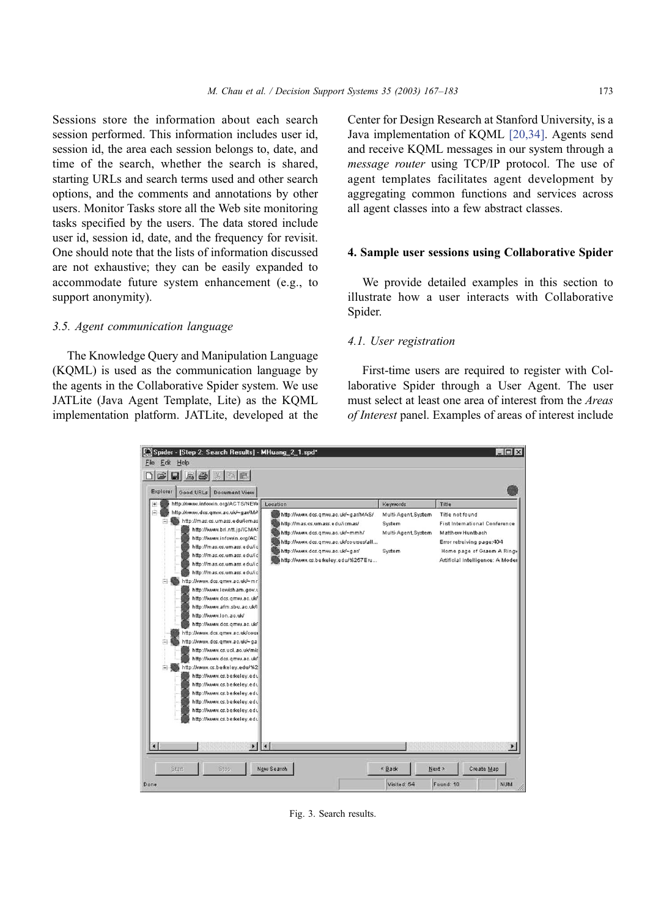Sessions store the information about each search session performed. This information includes user id, session id, the area each session belongs to, date, and time of the search, whether the search is shared, starting URLs and search terms used and other search options, and the comments and annotations by other users. Monitor Tasks store all the Web site monitoring tasks specified by the users. The data stored include user id, session id, date, and the frequency for revisit. One should note that the lists of information discussed are not exhaustive; they can be easily expanded to accommodate future system enhancement (e.g., to support anonymity).

### *3.5. Agent communication language*

The Knowledge Query and Manipulation Language (KQML) is used as the communication language by the agents in the Collaborative Spider system. We use JATLite (Java Agent Template, Lite) as the KQML implementation platform. JATLite, developed at the Center for Design Research at Stanford University, is a Java implementation of KQML [20,34]. Agents send and receive KQML messages in our system through a *message router* using TCP/IP protocol. The use of agent templates facilitates agent development by aggregating common functions and services across all agent classes into a few abstract classes.

## 4. Sample user sessions using Collaborative Spider

We provide detailed examples in this section to illustrate how a user interacts with Collaborative Spider.

### *4.1. User registration*

First-time users are required to register with Collaborative Spider through a User Agent. The user must select at least one area of interest from the *Areas of Interest* panel. Examples of areas of interest include

Fig. 3. Search results.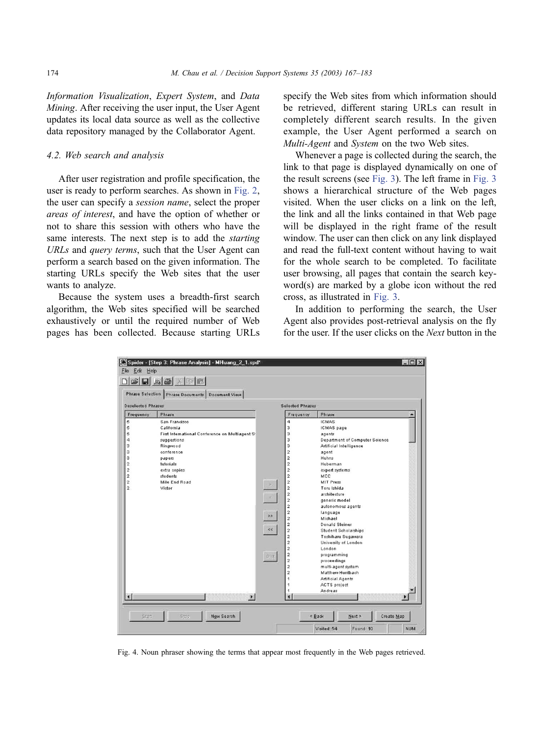*Information Visualization*, *Expert System*, and *Data Mining*. After receiving the user input, the User Agent updates its local data source as well as the collective data repository managed by the Collaborator Agent.

### 4.2. Web search and analysis

After user registration and profile specification, the user is ready to perform searches. As shown in Fig. 2, the user can specify a *session name*, select the proper *areas of interest*, and have the option of whether or not to share this session with others who have the same interests. The next step is to add the *starting URLs* and *query terms*, such that the User Agent can perform a search based on the given information. The starting URLs specify the Web sites that the user wants to analyze.

Because the system uses a breadth-first search algorithm, the Web sites specified will be searched exhaustively or until the required number of Web pages has been collected. Because starting URLs specify the Web sites from which information should be retrieved, different staring URLs can result in completely different search results. In the given example, the User Agent performed a search on *Multi-Agent* and *System* on the two Web sites.

Whenever a page is collected during the search, the link to that page is displayed dynamically on one of the result screens (see Fig. 3). The left frame in Fig. 3 shows a hierarchical structure of the Web pages visited. When the user clicks on a link on the left, the link and all the links contained in that Web page will be displayed in the right frame of the result window. The user can then click on any link displayed and read the full-text content without having to wait for the whole search to be completed. To facilitate user browsing, all pages that contain the search keyword(s) are marked by a globe icon without the red cross, as illustrated in Fig. 3.

In addition to performing the search, the User Agent also provides post-retrieval analysis on the fly for the user. If the user clicks on the *Next* button in the

Fig. 4. Noun phraser showing the terms that appear most frequently in the Web pages retrieved.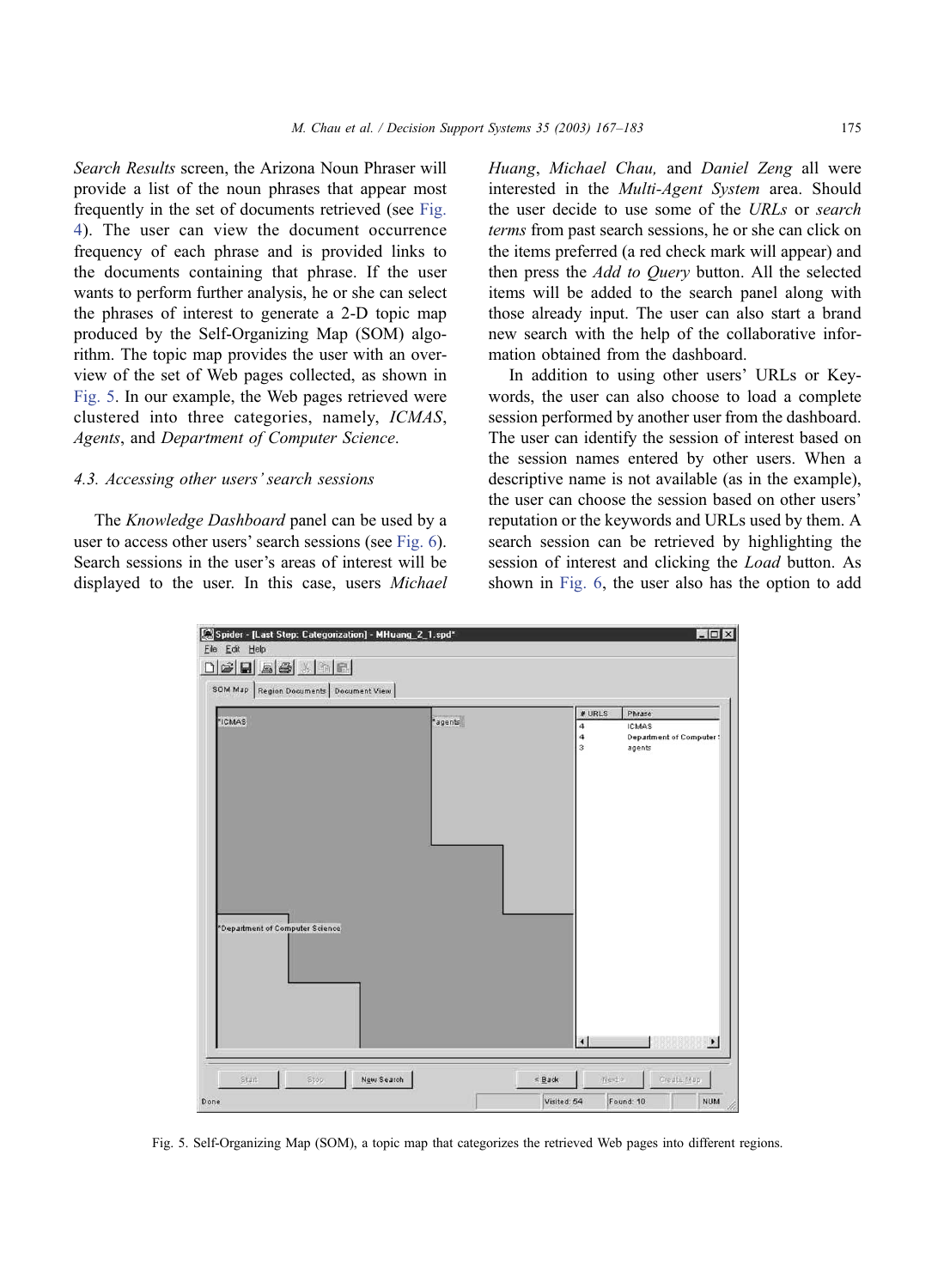*Search Results* screen, the Arizona Noun Phraser will provide a list of the noun phrases that appear most frequently in the set of documents retrieved (see Fig. 4). The user can view the document occurrence frequency of each phrase and is provided links to the documents containing that phrase. If the user wants to perform further analysis, he or she can select the phrases of interest to generate a 2-D topic map produced by the Self-Organizing Map (SOM) algorithm. The topic map provides the user with an overview of the set of Web pages collected, as shown in Fig. 5. In our example, the Web pages retrieved were clustered into three categories, namely, *ICMAS*, *Agents*, and *Department of Computer Science*.

### 4.3. Accessing other users' search sessions

The *Knowledge Dashboard* panel can be used by a user to access other users' search sessions (see Fig. 6). Search sessions in the user's areas of interest will be displayed to the user. In this case, users *Michael Huang*, *Michael Chau,* and *Daniel Zeng* all were interested in the *Multi-Agent System* area. Should the user decide to use some of the *URLs* or *search terms* from past search sessions, he or she can click on the items preferred (a red check mark will appear) and then press the *Add to Query* button. All the selected items will be added to the search panel along with those already input. The user can also start a brand new search with the help of the collaborative information obtained from the dashboard.

In addition to using other users' URLs or Keywords, the user can also choose to load a complete session performed by another user from the dashboard. The user can identify the session of interest based on the session names entered by other users. When a descriptive name is not available (as in the example), the user can choose the session based on other users' reputation or the keywords and URLs used by them. A search session can be retrieved by highlighting the session of interest and clicking the *Load* button. As shown in Fig. 6, the user also has the option to add

Fig. 5. Self-Organizing Map (SOM), a topic map that categorizes the retrieved Web pages into different regions.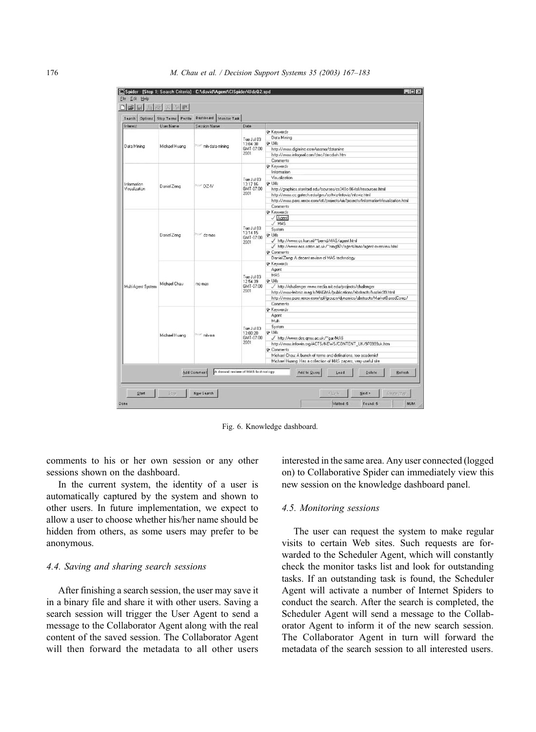Fig. 6. Knowledge dashboard.

comments to his or her own session or any other sessions shown on the dashboard.

In the current system, the identity of a user is automatically captured by the system and shown to other users. In future implementation, we expect to allow a user to choose whether his/her name should be hidden from others, as some users may prefer to be anonymous.

### 4.4. Saving and sharing search sessions

After finishing a search session, the user may save it in a binary file and share it with other users. Saving a search session will trigger the User Agent to send a message to the Collaborator Agent along with the real content of the saved session. The Collaborator Agent will then forward the metadata to all other users interested in the same area. Any user connected (logged on) to Collaborative Spider can immediately view this new session on the knowledge dashboard panel.

### 4.5. Monitoring sessions

The user can request the system to make regular visits to certain Web sites. Such requests are forwarded to the Scheduler Agent, which will constantly check the monitor tasks list and look for outstanding tasks. If an outstanding task is found, the Scheduler Agent will activate a number of Internet Spiders to conduct the search. After the search is completed, the Scheduler Agent will send a message to the Collaborator Agent to inform it of the new search session. The Collaborator Agent in turn will forward the metadata of the search session to all interested users.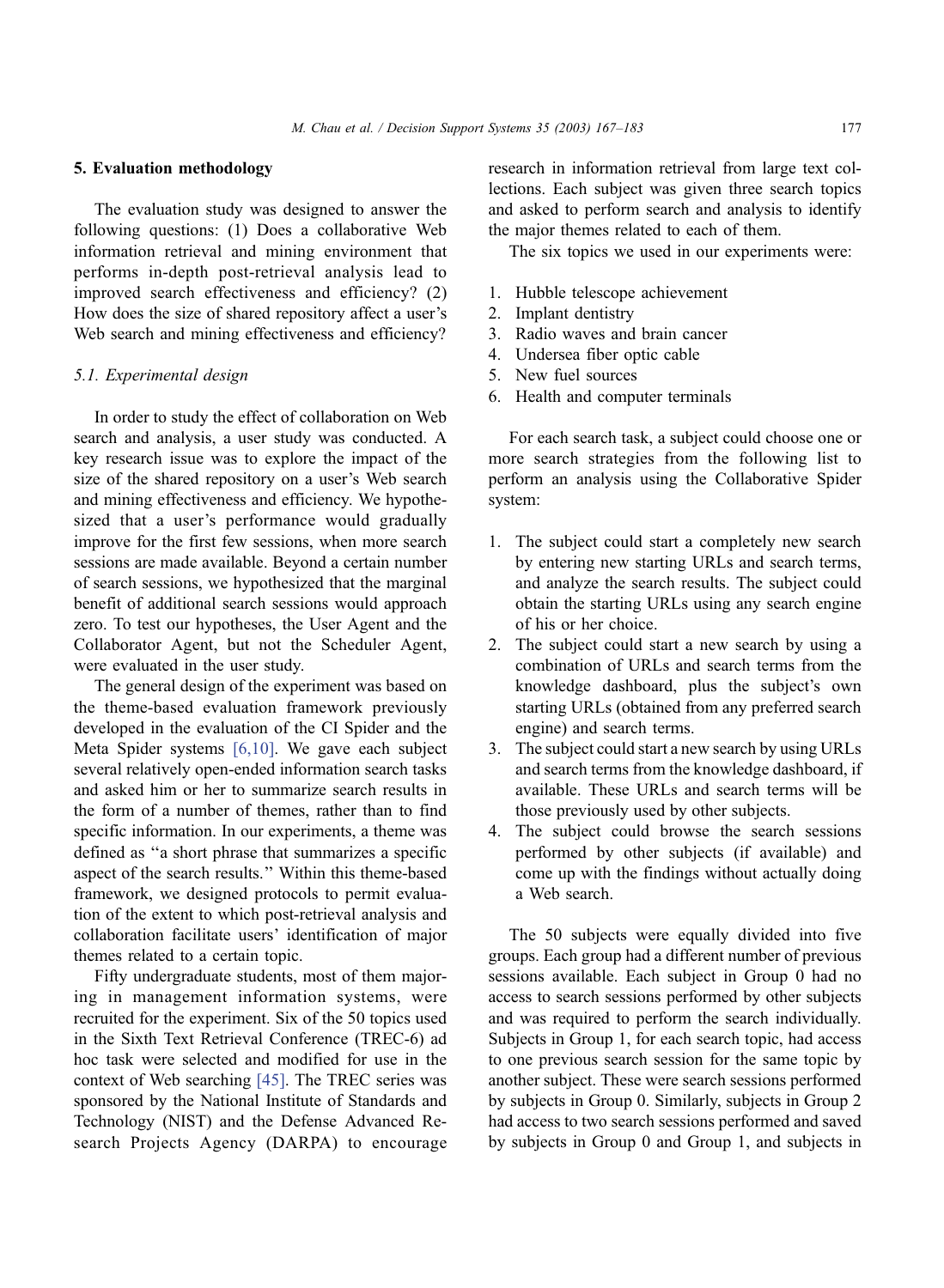## 5. Evaluation methodology

The evaluation study was designed to answer the following questions: (1) Does a collaborative Web information retrieval and mining environment that performs in-depth post-retrieval analysis lead to improved search effectiveness and efficiency? (2) How does the size of shared repository affect a user's Web search and mining effectiveness and efficiency?

### 5.1. Experimental design

In order to study the effect of collaboration on Web search and analysis, a user study was conducted. A key research issue was to explore the impact of the size of the shared repository on a user's Web search and mining effectiveness and efficiency. We hypothesized that a user's performance would gradually improve for the first few sessions, when more search sessions are made available. Beyond a certain number of search sessions, we hypothesized that the marginal benefit of additional search sessions would approach zero. To test our hypotheses, the User Agent and the Collaborator Agent, but not the Scheduler Agent, were evaluated in the user study.

The general design of the experiment was based on the theme-based evaluation framework previously developed in the evaluation of the CI Spider and the Meta Spider systems [6,10]. We gave each subject several relatively open-ended information search tasks and asked him or her to summarize search results in the form of a number of themes, rather than to find specific information. In our experiments, a theme was defined as "a short phrase that summarizes a specific aspect of the search results." Within this theme-based framework, we designed protocols to permit evaluation of the extent to which post-retrieval analysis and collaboration facilitate users' identification of major themes related to a certain topic.

Fifty undergraduate students, most of them majoring in management information systems, were recruited for the experiment. Six of the 50 topics used in the Sixth Text Retrieval Conference (TREC-6) ad hoc task were selected and modified for use in the context of Web searching [45]. The TREC series was sponsored by the National Institute of Standards and Technology (NIST) and the Defense Advanced Research Projects Agency (DARPA) to encourage research in information retrieval from large text collections. Each subject was given three search topics and asked to perform search and analysis to identify the major themes related to each of them.

The six topics we used in our experiments were:

1. Hubble telescope achievement
2. Implant dentistry
3. Radio waves and brain cancer
4. Undersea fiber optic cable
5. New fuel sources
6. Health and computer terminals

For each search task, a subject could choose one or more search strategies from the following list to perform an analysis using the Collaborative Spider system:

1. The subject could start a completely new search by entering new starting URLs and search terms, and analyze the search results. The subject could obtain the starting URLs using any search engine of his or her choice.
2. The subject could start a new search by using a combination of URLs and search terms from the knowledge dashboard, plus the subject's own starting URLs (obtained from any preferred search engine) and search terms.
3. The subject could start a new search by using URLs and search terms from the knowledge dashboard, if available. These URLs and search terms will be those previously used by other subjects.
4. The subject could browse the search sessions performed by other subjects (if available) and come up with the findings without actually doing a Web search.

The 50 subjects were equally divided into five groups. Each group had a different number of previous sessions available. Each subject in Group 0 had no access to search sessions performed by other subjects and was required to perform the search individually. Subjects in Group 1, for each search topic, had access to one previous search session for the same topic by another subject. These were search sessions performed by subjects in Group 0. Similarly, subjects in Group 2 had access to two search sessions performed and saved by subjects in Group 0 and Group 1, and subjects in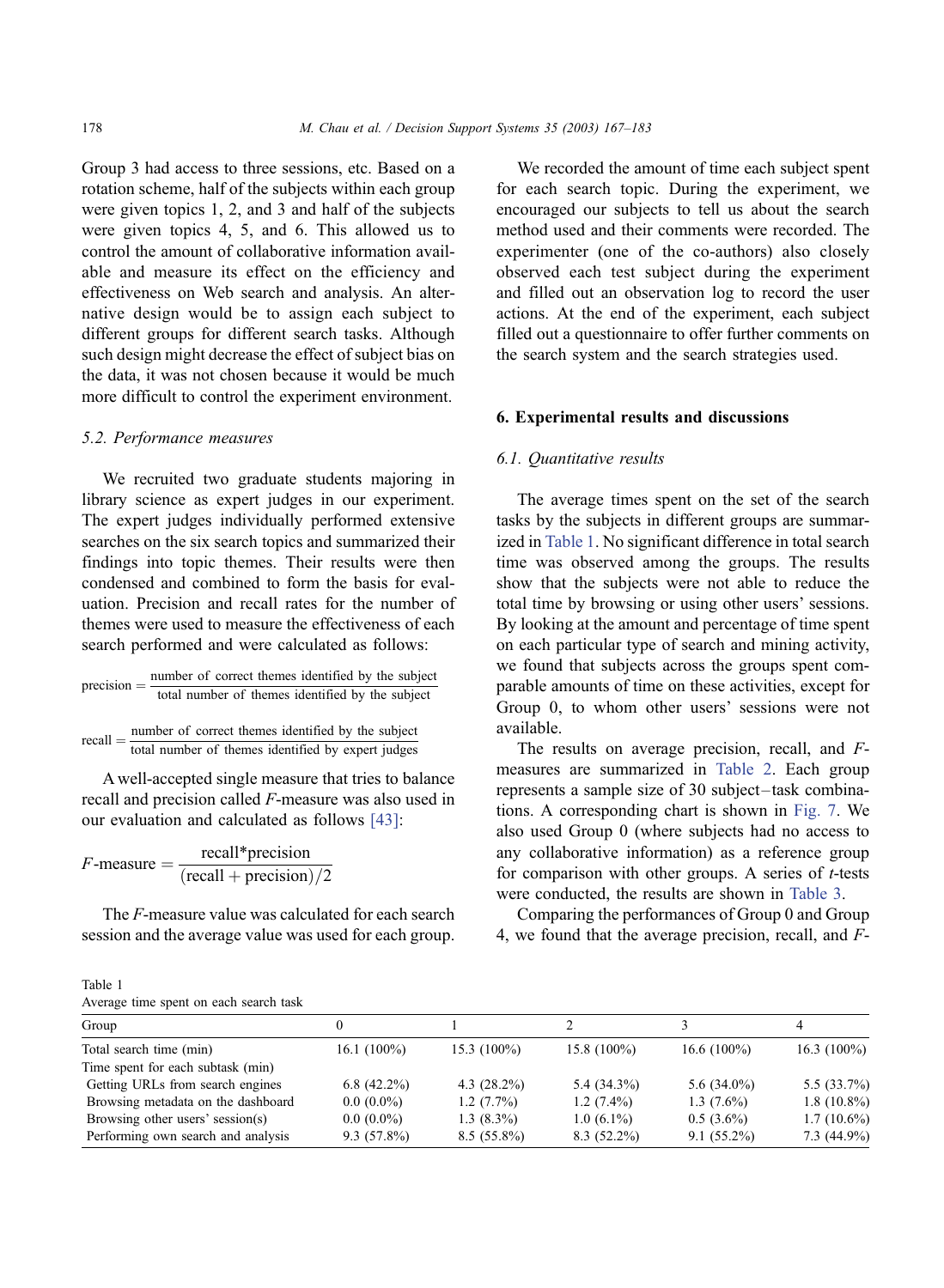Group 3 had access to three sessions, etc. Based on a rotation scheme, half of the subjects within each group were given topics 1, 2, and 3 and half of the subjects were given topics 4, 5, and 6. This allowed us to control the amount of collaborative information available and measure its effect on the efficiency and effectiveness on Web search and analysis. An alternative design would be to assign each subject to different groups for different search tasks. Although such design might decrease the effect of subject bias on the data, it was not chosen because it would be much more difficult to control the experiment environment.

### 5.2. Performance measures

We recruited two graduate students majoring in library science as expert judges in our experiment. The expert judges individually performed extensive searches on the six search topics and summarized their findings into topic themes. Their results were then condensed and combined to form the basis for evaluation. Precision and recall rates for the number of themes were used to measure the effectiveness of each search performed and were calculated as follows:

$$\text{precision} = \frac{\text{number of correct themes identified by the subject}}{\text{total number of themes identified by the subject}}$$

$$\text{recall} = \frac{\text{number of correct themes identified by the subject}}{\text{total number of themes identified by expert judges}}$$

A well-accepted single measure that tries to balance recall and precision called $F$-measure was also used in our evaluation and calculated as follows [43]:

$$F\text{-measure} = \frac{\text{recall*precision}}{(\text{recall} + \text{precision})/2}$$

The $F$-measure value was calculated for each search session and the average value was used for each group.

We recorded the amount of time each subject spent for each search topic. During the experiment, we encouraged our subjects to tell us about the search method used and their comments were recorded. The experimenter (one of the co-authors) also closely observed each test subject during the experiment and filled out an observation log to record the user actions. At the end of the experiment, each subject filled out a questionnaire to offer further comments on the search system and the search strategies used.

## 6. Experimental results and discussions

### 6.1. Quantitative results

The average times spent on the set of the search tasks by the subjects in different groups are summarized in Table 1. No significant difference in total search time was observed among the groups. The results show that the subjects were not able to reduce the total time by browsing or using other users' sessions. By looking at the amount and percentage of time spent on each particular type of search and mining activity, we found that subjects across the groups spent comparable amounts of time on these activities, except for Group 0, to whom other users' sessions were not available.

The results on average precision, recall, and $F$-measures are summarized in Table 2. Each group represents a sample size of 30 subject–task combinations. A corresponding chart is shown in Fig. 7. We also used Group 0 (where subjects had no access to any collaborative information) as a reference group for comparison with other groups. A series of $t$-tests were conducted, the results are shown in Table 3.

Comparing the performances of Group 0 and Group 4, we found that the average precision, recall, and $F$-

Table 1
Average time spent on each search task

| Group | 0 | 1 | 2 | 3 | 4 |
|---|---|---|---|---|---|
| Total search time (min) | 16.1 (100%) | 15.3 (100%) | 15.8 (100%) | 16.6 (100%) | 16.3 (100%) |
| Time spent for each subtask (min) | | | | | |
| Getting URLs from search engines | 6.8 (42.2%) | 4.3 (28.2%) | 5.4 (34.3%) | 5.6 (34.0%) | 5.5 (33.7%) |
| Browsing metadata on the dashboard | 0.0 (0.0%) | 1.2 (7.7%) | 1.2 (7.4%) | 1.3 (7.6%) | 1.8 (10.8%) |
| Browsing other users' session(s) | 0.0 (0.0%) | 1.3 (8.3%) | 1.0 (6.1%) | 0.5 (3.6%) | 1.7 (10.6%) |
| Performing own search and analysis | 9.3 (57.8%) | 8.5 (55.8%) | 8.3 (52.2%) | 9.1 (55.2%) | 7.3 (44.9%) |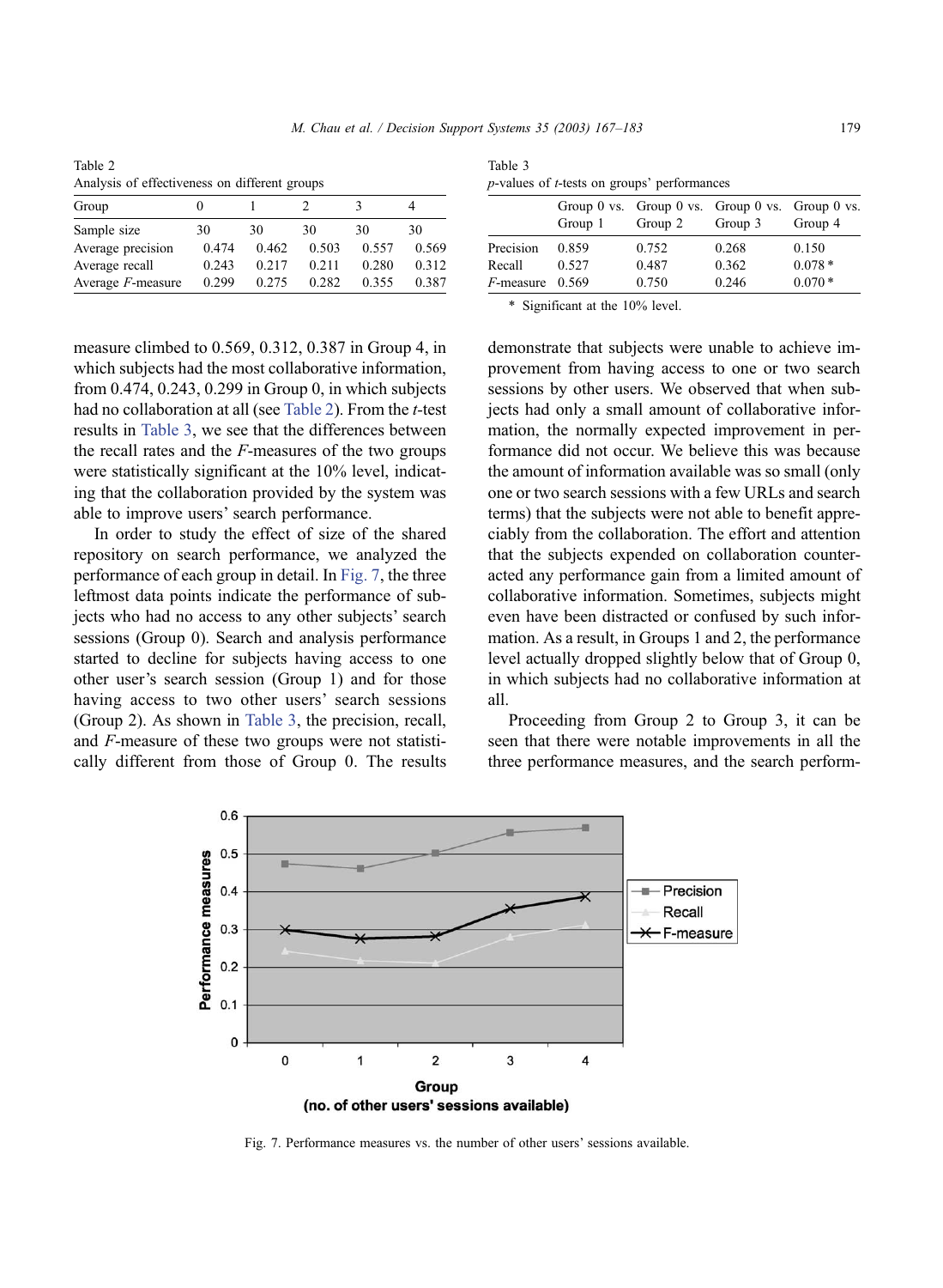Table 2
Analysis of effectiveness on different groups

| Group | 0 | 1 | 2 | 3 | 4 |
|---|---|---|---|---|---|
| Sample size | 30 | 30 | 30 | 30 | 30 |
| Average precision | 0.474 | 0.462 | 0.503 | 0.557 | 0.569 |
| Average recall | 0.243 | 0.217 | 0.211 | 0.280 | 0.312 |
| Average *F*-measure | 0.299 | 0.275 | 0.282 | 0.355 | 0.387 |

Table 3
*p*-values of *t*-tests on groups' performances

| | Group 0 vs. Group 1 | Group 0 vs. Group 2 | Group 0 vs. Group 3 | Group 0 vs. Group 4 |
|---|---|---|---|---|
| Precision | 0.859 | 0.752 | 0.268 | 0.150 |
| Recall | 0.527 | 0.487 | 0.362 | 0.078 * |
| *F*-measure | 0.569 | 0.750 | 0.246 | 0.070 * |

\* Significant at the 10% level.

measure climbed to 0.569, 0.312, 0.387 in Group 4, in which subjects had the most collaborative information, from 0.474, 0.243, 0.299 in Group 0, in which subjects had no collaboration at all (see Table 2). From the *t*-test results in Table 3, we see that the differences between the recall rates and the *F*-measures of the two groups were statistically significant at the 10% level, indicating that the collaboration provided by the system was able to improve users' search performance.

In order to study the effect of size of the shared repository on search performance, we analyzed the performance of each group in detail. In Fig. 7, the three leftmost data points indicate the performance of subjects who had no access to any other subjects' search sessions (Group 0). Search and analysis performance started to decline for subjects having access to one other user's search session (Group 1) and for those having access to two other users' search sessions (Group 2). As shown in Table 3, the precision, recall, and *F*-measure of these two groups were not statistically different from those of Group 0. The results demonstrate that subjects were unable to achieve improvement from having access to one or two search sessions by other users. We observed that when subjects had only a small amount of collaborative information, the normally expected improvement in performance did not occur. We believe this was because the amount of information available was so small (only one or two search sessions with a few URLs and search terms) that the subjects were not able to benefit appreciably from the collaboration. The effort and attention that the subjects expended on collaboration counteracted any performance gain from a limited amount of collaborative information. Sometimes, subjects might even have been distracted or confused by such information. As a result, in Groups 1 and 2, the performance level actually dropped slightly below that of Group 0, in which subjects had no collaborative information at all.

Proceeding from Group 2 to Group 3, it can be seen that there were notable improvements in all the three performance measures, and the search perform-

Fig. 7. Performance measures vs. the number of other users' sessions available.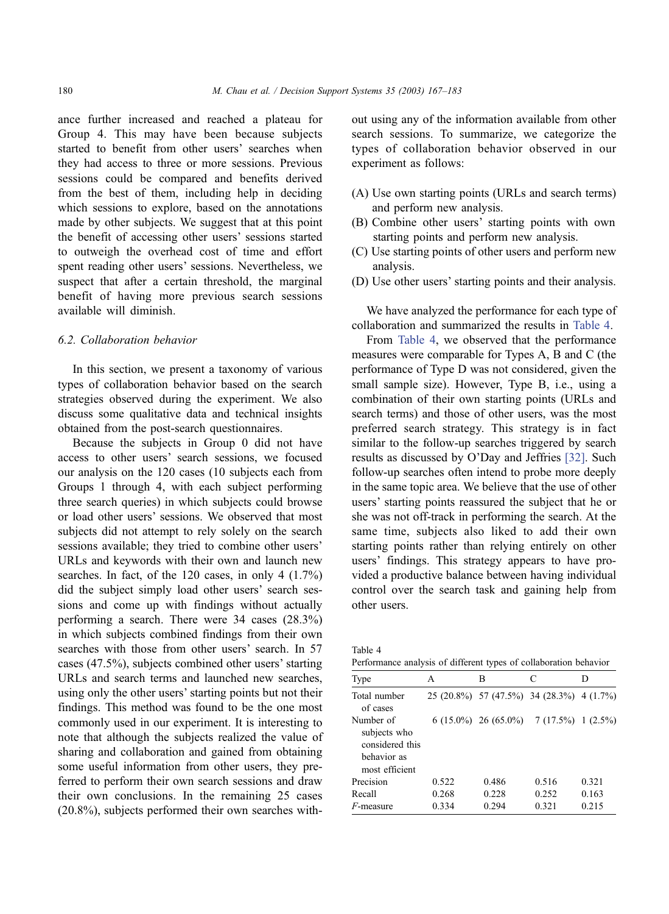ance further increased and reached a plateau for Group 4. This may have been because subjects started to benefit from other users' searches when they had access to three or more sessions. Previous sessions could be compared and benefits derived from the best of them, including help in deciding which sessions to explore, based on the annotations made by other subjects. We suggest that at this point the benefit of accessing other users' sessions started to outweigh the overhead cost of time and effort spent reading other users' sessions. Nevertheless, we suspect that after a certain threshold, the marginal benefit of having more previous search sessions available will diminish.

### 6.2. Collaboration behavior

In this section, we present a taxonomy of various types of collaboration behavior based on the search strategies observed during the experiment. We also discuss some qualitative data and technical insights obtained from the post-search questionnaires.

Because the subjects in Group 0 did not have access to other users' search sessions, we focused our analysis on the 120 cases (10 subjects each from Groups 1 through 4, with each subject performing three search queries) in which subjects could browse or load other users' sessions. We observed that most subjects did not attempt to rely solely on the search sessions available; they tried to combine other users' URLs and keywords with their own and launch new searches. In fact, of the 120 cases, in only 4 (1.7%) did the subject simply load other users' search sessions and come up with findings without actually performing a search. There were 34 cases (28.3%) in which subjects combined findings from their own searches with those from other users' search. In 57 cases (47.5%), subjects combined other users' starting URLs and search terms and launched new searches, using only the other users' starting points but not their findings. This method was found to be the one most commonly used in our experiment. It is interesting to note that although the subjects realized the value of sharing and collaboration and gained from obtaining some useful information from other users, they preferred to perform their own search sessions and draw their own conclusions. In the remaining 25 cases (20.8%), subjects performed their own searches without using any of the information available from other search sessions. To summarize, we categorize the types of collaboration behavior observed in our experiment as follows:

(A) Use own starting points (URLs and search terms) and perform new analysis.
(B) Combine other users' starting points with own starting points and perform new analysis.
(C) Use starting points of other users and perform new analysis.
(D) Use other users' starting points and their analysis.

We have analyzed the performance for each type of collaboration and summarized the results in Table 4.

From Table 4, we observed that the performance measures were comparable for Types A, B and C (the performance of Type D was not considered, given the small sample size). However, Type B, i.e., using a combination of their own starting points (URLs and search terms) and those of other users, was the most preferred search strategy. This strategy is in fact similar to the follow-up searches triggered by search results as discussed by O'Day and Jeffries [32]. Such follow-up searches often intend to probe more deeply in the same topic area. We believe that the use of other users' starting points reassured the subject that he or she was not off-track in performing the search. At the same time, subjects also liked to add their own starting points rather than relying entirely on other users' findings. This strategy appears to have provided a productive balance between having individual control over the search task and gaining help from other users.

Table 4
Performance analysis of different types of collaboration behavior

| Type | A | B | C | D |
|---|---|---|---|---|
| Total number of cases | 25 (20.8%) | 57 (47.5%) | 34 (28.3%) | 4 (1.7%) |
| Number of subjects who considered this behavior as most efficient | 6 (15.0%) | 26 (65.0%) | 7 (17.5%) | 1 (2.5%) |
| Precision | 0.522 | 0.486 | 0.516 | 0.321 |
| Recall | 0.268 | 0.228 | 0.252 | 0.163 |
| *F*-measure | 0.334 | 0.294 | 0.321 | 0.215 |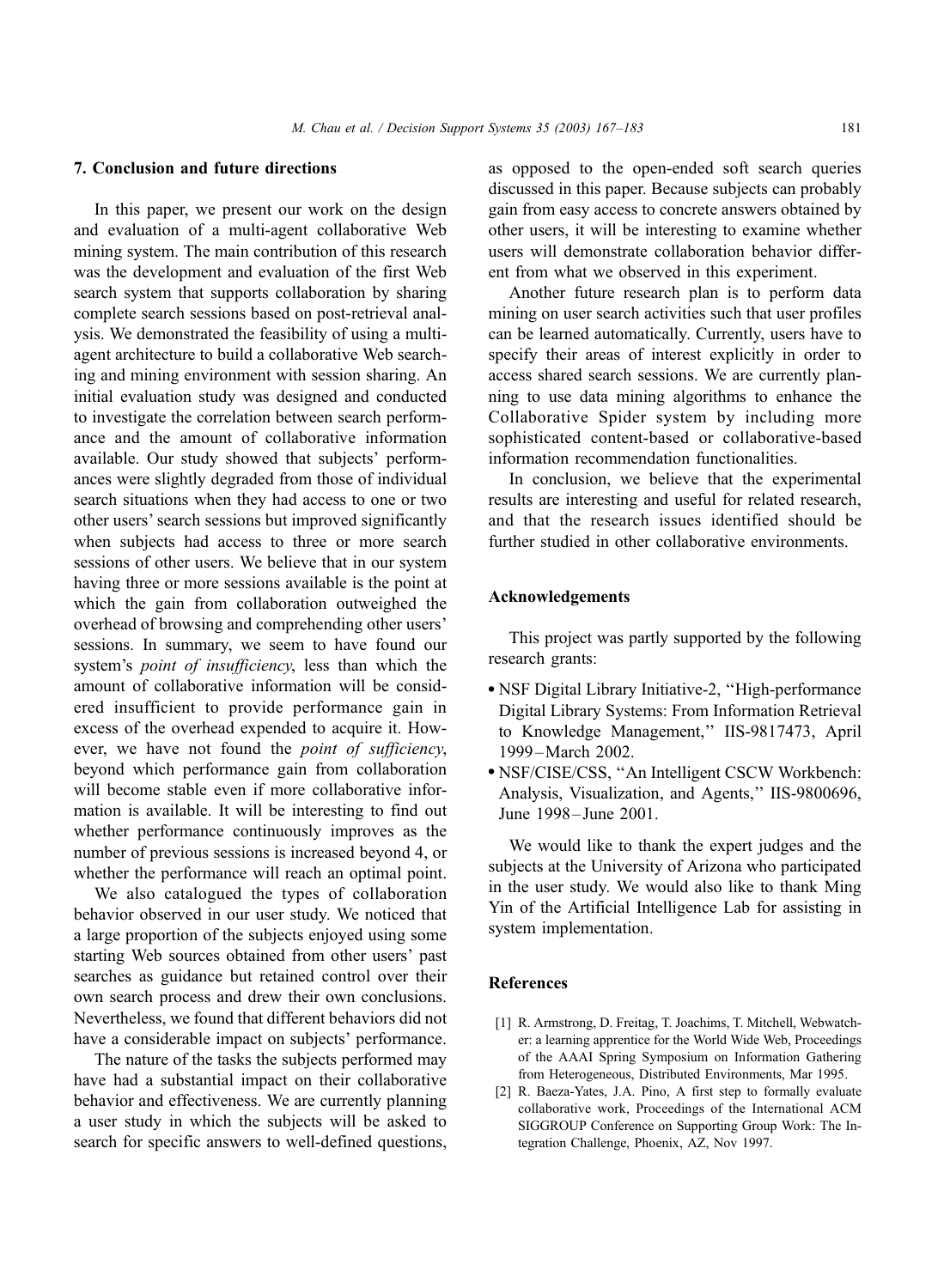## 7. Conclusion and future directions

In this paper, we present our work on the design and evaluation of a multi-agent collaborative Web mining system. The main contribution of this research was the development and evaluation of the first Web search system that supports collaboration by sharing complete search sessions based on post-retrieval analysis. We demonstrated the feasibility of using a multi-agent architecture to build a collaborative Web searching and mining environment with session sharing. An initial evaluation study was designed and conducted to investigate the correlation between search performance and the amount of collaborative information available. Our study showed that subjects' performances were slightly degraded from those of individual search situations when they had access to one or two other users' search sessions but improved significantly when subjects had access to three or more search sessions of other users. We believe that in our system having three or more sessions available is the point at which the gain from collaboration outweighed the overhead of browsing and comprehending other users' sessions. In summary, we seem to have found our system's *point of insufficiency*, less than which the amount of collaborative information will be considered insufficient to provide performance gain in excess of the overhead expended to acquire it. However, we have not found the *point of sufficiency*, beyond which performance gain from collaboration will become stable even if more collaborative information is available. It will be interesting to find out whether performance continuously improves as the number of previous sessions is increased beyond 4, or whether the performance will reach an optimal point.

We also catalogued the types of collaboration behavior observed in our user study. We noticed that a large proportion of the subjects enjoyed using some starting Web sources obtained from other users' past searches as guidance but retained control over their own search process and drew their own conclusions. Nevertheless, we found that different behaviors did not have a considerable impact on subjects' performance.

The nature of the tasks the subjects performed may have had a substantial impact on their collaborative behavior and effectiveness. We are currently planning a user study in which the subjects will be asked to search for specific answers to well-defined questions, as opposed to the open-ended soft search queries discussed in this paper. Because subjects can probably gain from easy access to concrete answers obtained by other users, it will be interesting to examine whether users will demonstrate collaboration behavior different from what we observed in this experiment.

Another future research plan is to perform data mining on user search activities such that user profiles can be learned automatically. Currently, users have to specify their areas of interest explicitly in order to access shared search sessions. We are currently planning to use data mining algorithms to enhance the Collaborative Spider system by including more sophisticated content-based or collaborative-based information recommendation functionalities.

In conclusion, we believe that the experimental results are interesting and useful for related research, and that the research issues identified should be further studied in other collaborative environments.

## Acknowledgements

This project was partly supported by the following research grants:

- NSF Digital Library Initiative-2, "High-performance Digital Library Systems: From Information Retrieval to Knowledge Management," IIS-9817473, April 1999–March 2002.
- NSF/CISE/CSS, "An Intelligent CSCW Workbench: Analysis, Visualization, and Agents," IIS-9800696, June 1998–June 2001.

We would like to thank the expert judges and the subjects at the University of Arizona who participated in the user study. We would also like to thank Ming Yin of the Artificial Intelligence Lab for assisting in system implementation.

## References

[1] R. Armstrong, D. Freitag, T. Joachims, T. Mitchell, Webwatcher: a learning apprentice for the World Wide Web, Proceedings of the AAAI Spring Symposium on Information Gathering from Heterogeneous, Distributed Environments, Mar 1995.

[2] R. Baeza-Yates, J.A. Pino, A first step to formally evaluate collaborative work, Proceedings of the International ACM SIGGROUP Conference on Supporting Group Work: The Integration Challenge, Phoenix, AZ, Nov 1997.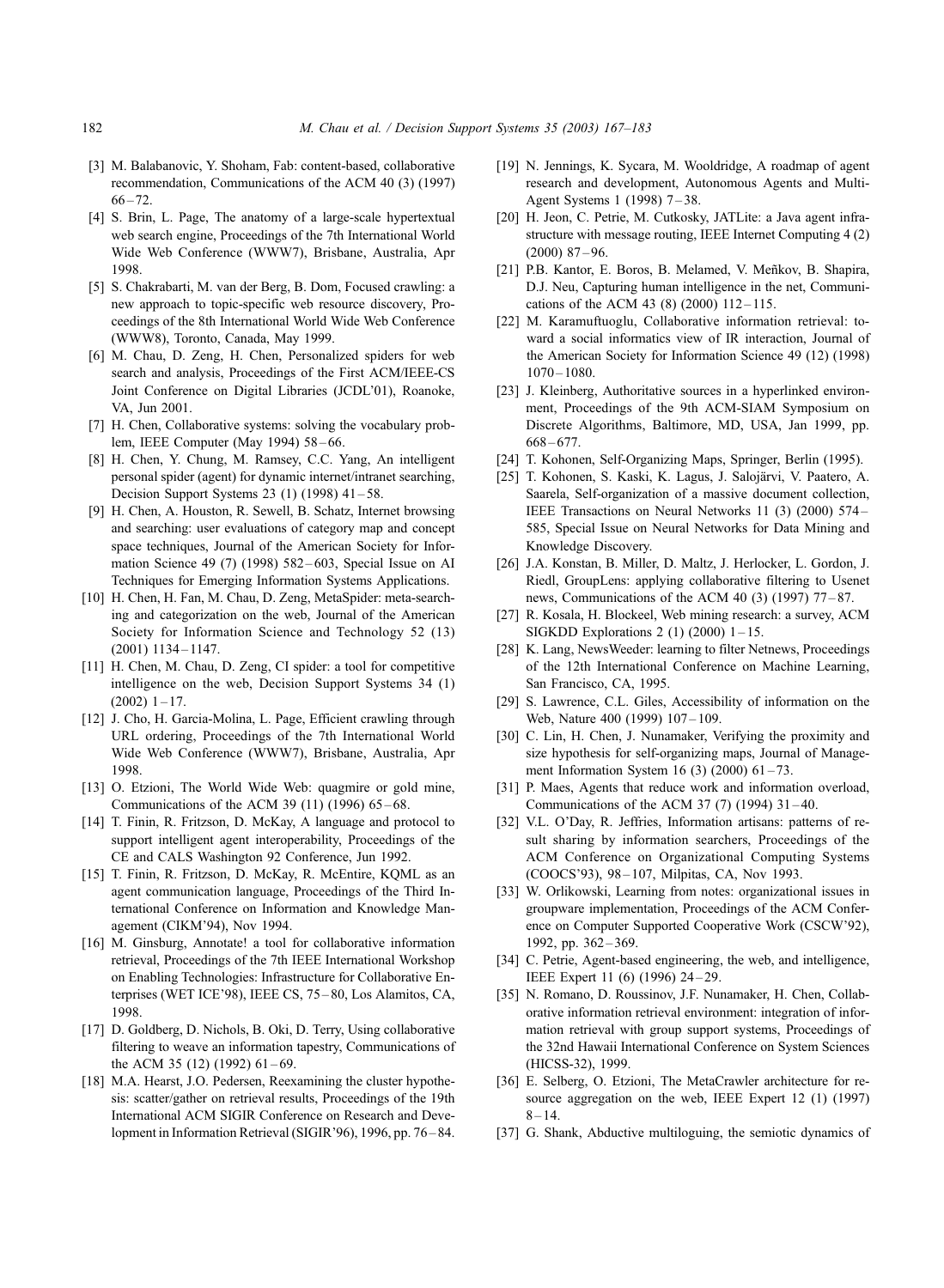[3] M. Balabanovic, Y. Shoham, Fab: content-based, collaborative recommendation, Communications of the ACM 40 (3) (1997) 66–72.

[4] S. Brin, L. Page, The anatomy of a large-scale hypertextual web search engine, Proceedings of the 7th International World Wide Web Conference (WWW7), Brisbane, Australia, Apr 1998.

[5] S. Chakrabarti, M. van der Berg, B. Dom, Focused crawling: a new approach to topic-specific web resource discovery, Proceedings of the 8th International World Wide Web Conference (WWW8), Toronto, Canada, May 1999.

[6] M. Chau, D. Zeng, H. Chen, Personalized spiders for web search and analysis, Proceedings of the First ACM/IEEE-CS Joint Conference on Digital Libraries (JCDL'01), Roanoke, VA, Jun 2001.

[7] H. Chen, Collaborative systems: solving the vocabulary problem, IEEE Computer (May 1994) 58–66.

[8] H. Chen, Y. Chung, M. Ramsey, C.C. Yang, An intelligent personal spider (agent) for dynamic internet/intranet searching, Decision Support Systems 23 (1) (1998) 41–58.

[9] H. Chen, A. Houston, R. Sewell, B. Schatz, Internet browsing and searching: user evaluations of category map and concept space techniques, Journal of the American Society for Information Science 49 (7) (1998) 582–603, Special Issue on AI Techniques for Emerging Information Systems Applications.

[10] H. Chen, H. Fan, M. Chau, D. Zeng, MetaSpider: meta-searching and categorization on the web, Journal of the American Society for Information Science and Technology 52 (13) (2001) 1134–1147.

[11] H. Chen, M. Chau, D. Zeng, CI spider: a tool for competitive intelligence on the web, Decision Support Systems 34 (1) (2002) 1–17.

[12] J. Cho, H. Garcia-Molina, L. Page, Efficient crawling through URL ordering, Proceedings of the 7th International World Wide Web Conference (WWW7), Brisbane, Australia, Apr 1998.

[13] O. Etzioni, The World Wide Web: quagmire or gold mine, Communications of the ACM 39 (11) (1996) 65–68.

[14] T. Finin, R. Fritzson, D. McKay, A language and protocol to support intelligent agent interoperability, Proceedings of the CE and CALS Washington 92 Conference, Jun 1992.

[15] T. Finin, R. Fritzson, D. McKay, R. McEntire, KQML as an agent communication language, Proceedings of the Third International Conference on Information and Knowledge Management (CIKM'94), Nov 1994.

[16] M. Ginsburg, Annotate! a tool for collaborative information retrieval, Proceedings of the 7th IEEE International Workshop on Enabling Technologies: Infrastructure for Collaborative Enterprises (WET ICE'98), IEEE CS, 75–80, Los Alamitos, CA, 1998.

[17] D. Goldberg, D. Nichols, B. Oki, D. Terry, Using collaborative filtering to weave an information tapestry, Communications of the ACM 35 (12) (1992) 61–69.

[18] M.A. Hearst, J.O. Pedersen, Reexamining the cluster hypothesis: scatter/gather on retrieval results, Proceedings of the 19th International ACM SIGIR Conference on Research and Development in Information Retrieval (SIGIR'96), 1996, pp. 76–84.

[19] N. Jennings, K. Sycara, M. Wooldridge, A roadmap of agent research and development, Autonomous Agents and Multi-Agent Systems 1 (1998) 7–38.

[20] H. Jeon, C. Petrie, M. Cutkosky, JATLite: a Java agent infrastructure with message routing, IEEE Internet Computing 4 (2) (2000) 87–96.

[21] P.B. Kantor, E. Boros, B. Melamed, V. Meñkov, B. Shapira, D.J. Neu, Capturing human intelligence in the net, Communications of the ACM 43 (8) (2000) 112–115.

[22] M. Karamuftuoglu, Collaborative information retrieval: toward a social informatics view of IR interaction, Journal of the American Society for Information Science 49 (12) (1998) 1070–1080.

[23] J. Kleinberg, Authoritative sources in a hyperlinked environment, Proceedings of the 9th ACM-SIAM Symposium on Discrete Algorithms, Baltimore, MD, USA, Jan 1999, pp. 668–677.

[24] T. Kohonen, Self-Organizing Maps, Springer, Berlin (1995).

[25] T. Kohonen, S. Kaski, K. Lagus, J. Salojärvi, V. Paatero, A. Saarela, Self-organization of a massive document collection, IEEE Transactions on Neural Networks 11 (3) (2000) 574–585, Special Issue on Neural Networks for Data Mining and Knowledge Discovery.

[26] J.A. Konstan, B. Miller, D. Maltz, J. Herlocker, L. Gordon, J. Riedl, GroupLens: applying collaborative filtering to Usenet news, Communications of the ACM 40 (3) (1997) 77–87.

[27] R. Kosala, H. Blockeel, Web mining research: a survey, ACM SIGKDD Explorations 2 (1) (2000) 1–15.

[28] K. Lang, NewsWeeder: learning to filter Netnews, Proceedings of the 12th International Conference on Machine Learning, San Francisco, CA, 1995.

[29] S. Lawrence, C.L. Giles, Accessibility of information on the Web, Nature 400 (1999) 107–109.

[30] C. Lin, H. Chen, J. Nunamaker, Verifying the proximity and size hypothesis for self-organizing maps, Journal of Management Information System 16 (3) (2000) 61–73.

[31] P. Maes, Agents that reduce work and information overload, Communications of the ACM 37 (7) (1994) 31–40.

[32] V.L. O'Day, R. Jeffries, Information artisans: patterns of result sharing by information searchers, Proceedings of the ACM Conference on Organizational Computing Systems (COOCS'93), 98–107, Milpitas, CA, Nov 1993.

[33] W. Orlikowski, Learning from notes: organizational issues in groupware implementation, Proceedings of the ACM Conference on Computer Supported Cooperative Work (CSCW'92), 1992, pp. 362–369.

[34] C. Petrie, Agent-based engineering, the web, and intelligence, IEEE Expert 11 (6) (1996) 24–29.

[35] N. Romano, D. Roussinov, J.F. Nunamaker, H. Chen, Collaborative information retrieval environment: integration of information retrieval with group support systems, Proceedings of the 32nd Hawaii International Conference on System Sciences (HICSS-32), 1999.

[36] E. Selberg, O. Etzioni, The MetaCrawler architecture for resource aggregation on the web, IEEE Expert 12 (1) (1997) 8–14.

[37] G. Shank, Abductive multiloguing, the semiotic dynamics of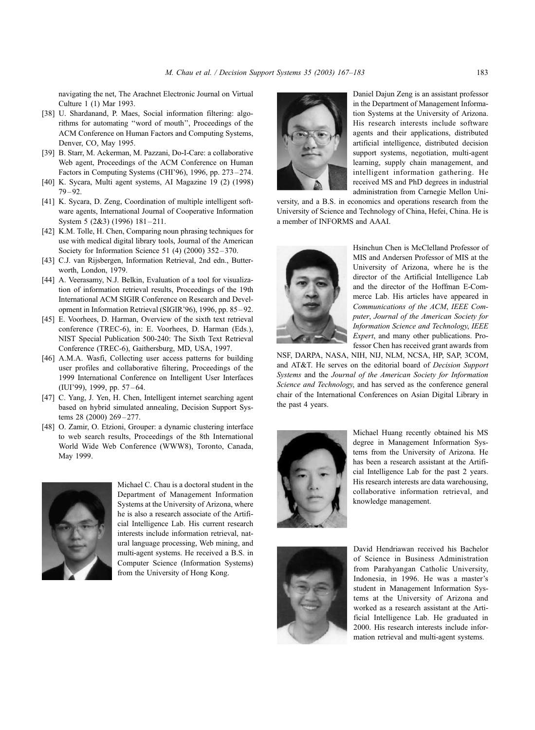navigating the net, The Arachnet Electronic Journal on Virtual Culture 1 (1) Mar 1993.

[38] U. Shardanand, P. Maes, Social information filtering: algorithms for automating "word of mouth", Proceedings of the ACM Conference on Human Factors and Computing Systems, Denver, CO, May 1995.

[39] B. Starr, M. Ackerman, M. Pazzani, Do-I-Care: a collaborative Web agent, Proceedings of the ACM Conference on Human Factors in Computing Systems (CHI'96), 1996, pp. 273–274.

[40] K. Sycara, Multi agent systems, AI Magazine 19 (2) (1998) 79–92.

[41] K. Sycara, D. Zeng, Coordination of multiple intelligent software agents, International Journal of Cooperative Information System 5 (2&3) (1996) 181–211.

[42] K.M. Tolle, H. Chen, Comparing noun phrasing techniques for use with medical digital library tools, Journal of the American Society for Information Science 51 (4) (2000) 352–370.

[43] C.J. van Rijsbergen, Information Retrieval, 2nd edn., Butterworth, London, 1979.

[44] A. Veerasamy, N.J. Belkin, Evaluation of a tool for visualization of information retrieval results, Proceedings of the 19th International ACM SIGIR Conference on Research and Development in Information Retrieval (SIGIR'96), 1996, pp. 85–92.

[45] E. Voorhees, D. Harman, Overview of the sixth text retrieval conference (TREC-6), in: E. Voorhees, D. Harman (Eds.), NIST Special Publication 500-240: The Sixth Text Retrieval Conference (TREC-6), Gaithersburg, MD, USA, 1997.

[46] A.M.A. Wasfi, Collecting user access patterns for building user profiles and collaborative filtering, Proceedings of the 1999 International Conference on Intelligent User Interfaces (IUI'99), 1999, pp. 57–64.

[47] C. Yang, J. Yen, H. Chen, Intelligent internet searching agent based on hybrid simulated annealing, Decision Support Systems 28 (2000) 269–277.

[48] O. Zamir, O. Etzioni, Grouper: a dynamic clustering interface to web search results, Proceedings of the 8th International World Wide Web Conference (WWW8), Toronto, Canada, May 1999.

Michael C. Chau is a doctoral student in the Department of Management Information Systems at the University of Arizona, where he is also a research associate of the Artificial Intelligence Lab. His current research interests include information retrieval, natural language processing, Web mining, and multi-agent systems. He received a B.S. in Computer Science (Information Systems) from the University of Hong Kong.

Daniel Dajun Zeng is an assistant professor in the Department of Management Information Systems at the University of Arizona. His research interests include software agents and their applications, distributed artificial intelligence, distributed decision support systems, negotiation, multi-agent learning, supply chain management, and intelligent information gathering. He received MS and PhD degrees in industrial administration from Carnegie Mellon University, and a B.S. in economics and operations research from the University of Science and Technology of China, Hefei, China. He is a member of INFORMS and AAAI.

Hsinchun Chen is McClelland Professor of MIS and Andersen Professor of MIS at the University of Arizona, where he is the director of the Artificial Intelligence Lab and the director of the Hoffman E-Commerce Lab. His articles have appeared in *Communications of the ACM*, *IEEE Computer*, *Journal of the American Society for Information Science and Technology*, *IEEE Expert*, and many other publications. Professor Chen has received grant awards from NSF, DARPA, NASA, NIH, NIJ, NLM, NCSA, HP, SAP, 3COM, and AT&T. He serves on the editorial board of *Decision Support Systems* and the *Journal of the American Society for Information Science and Technology*, and has served as the conference general chair of the International Conferences on Asian Digital Library in the past 4 years.

Michael Huang recently obtained his MS degree in Management Information Systems from the University of Arizona. He has been a research assistant at the Artificial Intelligence Lab for the past 2 years. His research interests are data warehousing, collaborative information retrieval, and knowledge management.

David Hendriawan received his Bachelor of Science in Business Administration from Parahyangan Catholic University, Indonesia, in 1996. He was a master's student in Management Information Systems at the University of Arizona and worked as a research assistant at the Artificial Intelligence Lab. He graduated in 2000. His research interests include information retrieval and multi-agent systems.